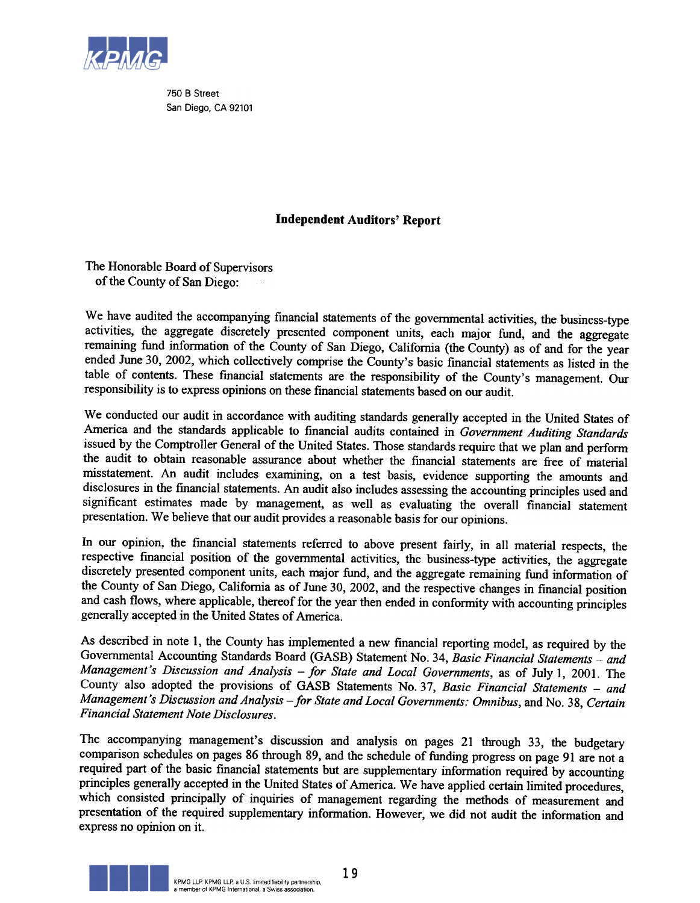KPMG

750 B Street
San Diego, CA 92101

## Independent Auditors' Report

The Honorable Board of Supervisors
of the County of San Diego:

We have audited the accompanying financial statements of the governmental activities, the business-type activities, the aggregate discretely presented component units, each major fund, and the aggregate remaining fund information of the County of San Diego, California (the County) as of and for the year ended June 30, 2002, which collectively comprise the County's basic financial statements as listed in the table of contents. These financial statements are the responsibility of the County's management. Our responsibility is to express opinions on these financial statements based on our audit.

We conducted our audit in accordance with auditing standards generally accepted in the United States of America and the standards applicable to financial audits contained in *Government Auditing Standards* issued by the Comptroller General of the United States. Those standards require that we plan and perform the audit to obtain reasonable assurance about whether the financial statements are free of material misstatement. An audit includes examining, on a test basis, evidence supporting the amounts and disclosures in the financial statements. An audit also includes assessing the accounting principles used and significant estimates made by management, as well as evaluating the overall financial statement presentation. We believe that our audit provides a reasonable basis for our opinions.

In our opinion, the financial statements referred to above present fairly, in all material respects, the respective financial position of the governmental activities, the business-type activities, the aggregate discretely presented component units, each major fund, and the aggregate remaining fund information of the County of San Diego, California as of June 30, 2002, and the respective changes in financial position and cash flows, where applicable, thereof for the year then ended in conformity with accounting principles generally accepted in the United States of America.

As described in note 1, the County has implemented a new financial reporting model, as required by the Governmental Accounting Standards Board (GASB) Statement No. 34, *Basic Financial Statements – and Management's Discussion and Analysis – for State and Local Governments*, as of July 1, 2001. The County also adopted the provisions of GASB Statements No. 37, *Basic Financial Statements – and Management's Discussion and Analysis – for State and Local Governments: Omnibus*, and No. 38, *Certain Financial Statement Note Disclosures*.

The accompanying management's discussion and analysis on pages 21 through 33, the budgetary comparison schedules on pages 86 through 89, and the schedule of funding progress on page 91 are not a required part of the basic financial statements but are supplementary information required by accounting principles generally accepted in the United States of America. We have applied certain limited procedures, which consisted principally of inquiries of management regarding the methods of measurement and presentation of the required supplementary information. However, we did not audit the information and express no opinion on it.

KPMG LLP. KPMG LLP, a U.S. limited liability partnership, a member of KPMG International, a Swiss association.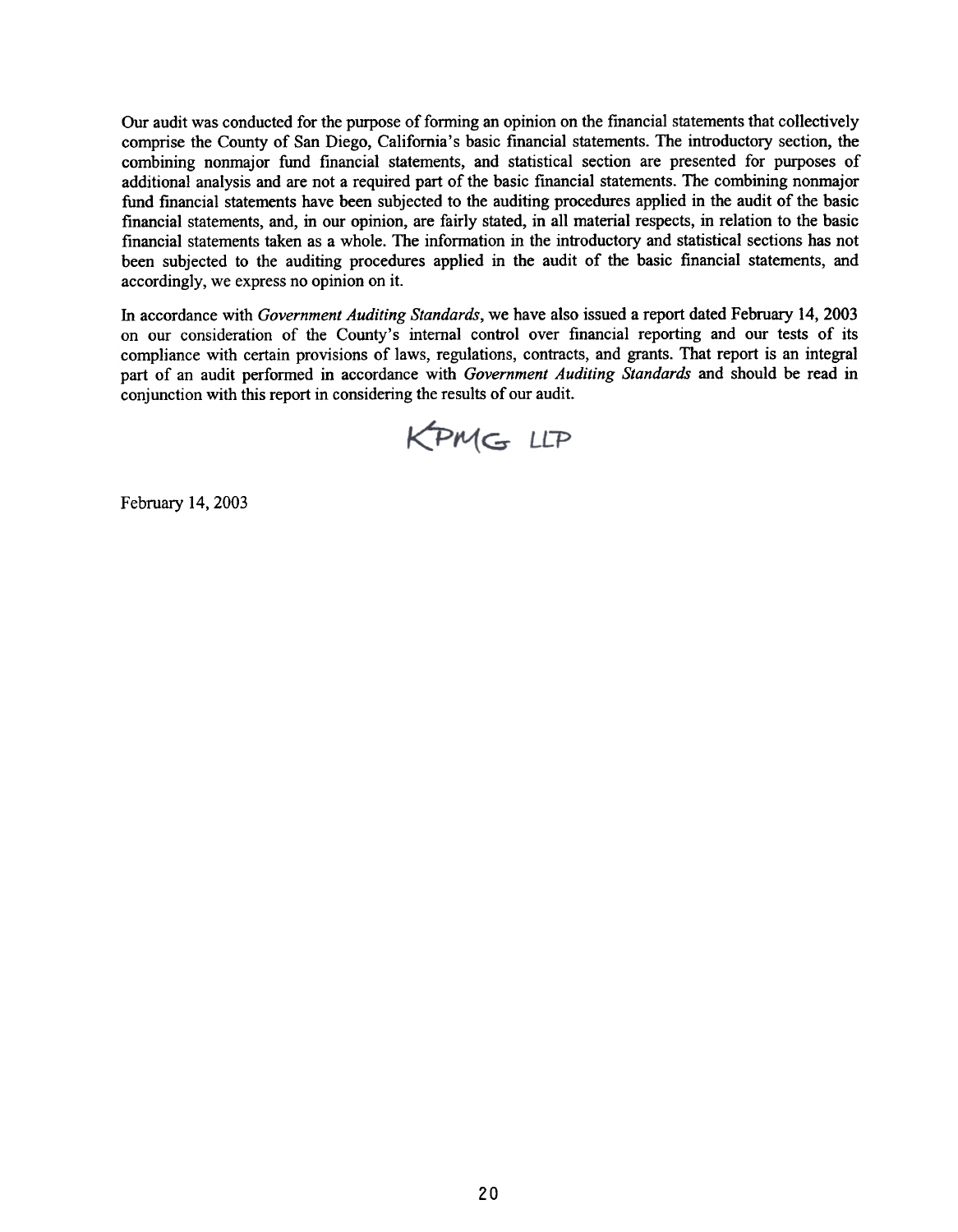Our audit was conducted for the purpose of forming an opinion on the financial statements that collectively comprise the County of San Diego, California's basic financial statements. The introductory section, the combining nonmajor fund financial statements, and statistical section are presented for purposes of additional analysis and are not a required part of the basic financial statements. The combining nonmajor fund financial statements have been subjected to the auditing procedures applied in the audit of the basic financial statements, and, in our opinion, are fairly stated, in all material respects, in relation to the basic financial statements taken as a whole. The information in the introductory and statistical sections has not been subjected to the auditing procedures applied in the audit of the basic financial statements, and accordingly, we express no opinion on it.

In accordance with *Government Auditing Standards*, we have also issued a report dated February 14, 2003 on our consideration of the County's internal control over financial reporting and our tests of its compliance with certain provisions of laws, regulations, contracts, and grants. That report is an integral part of an audit performed in accordance with *Government Auditing Standards* and should be read in conjunction with this report in considering the results of our audit.

KPMG LLP

February 14, 2003